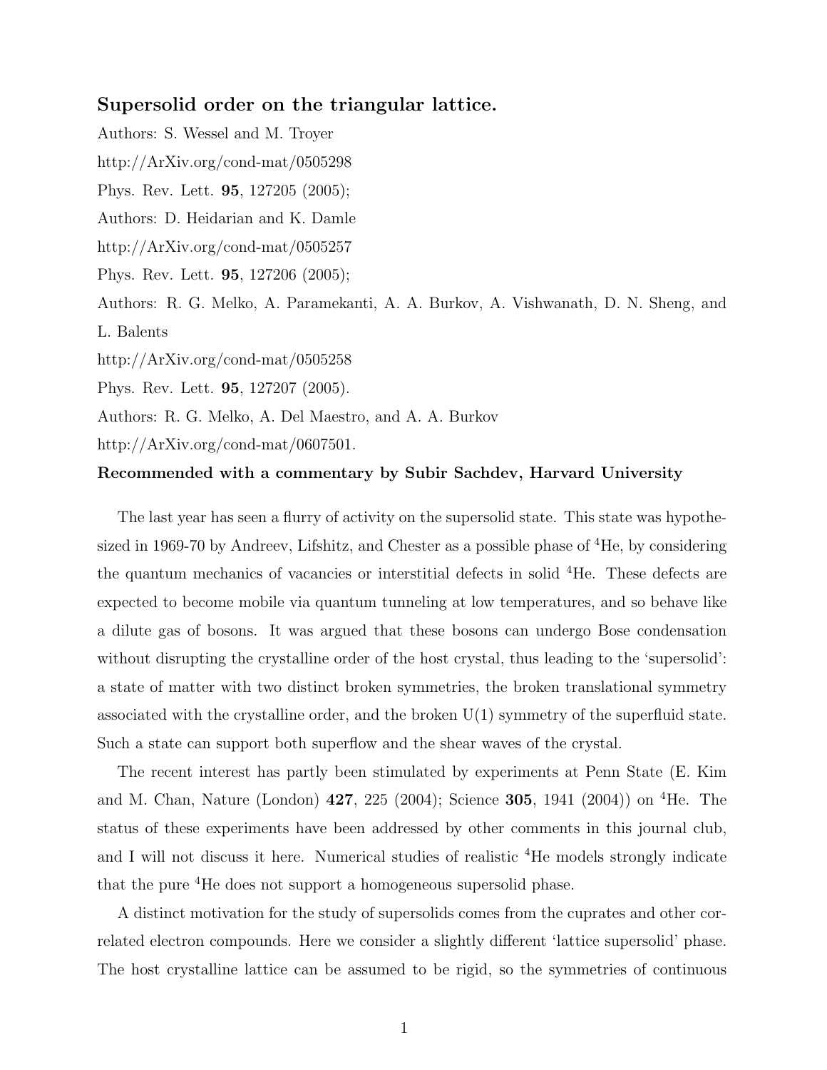## Supersolid order on the triangular lattice.

Authors: S. Wessel and M. Troyer

http://ArXiv.org/cond-mat/0505298

Phys. Rev. Lett. **95**, 127205 (2005);

Authors: D. Heidarian and K. Damle

http://ArXiv.org/cond-mat/0505257

Phys. Rev. Lett. **95**, 127206 (2005);

Authors: R. G. Melko, A. Paramekanti, A. A. Burkov, A. Vishwanath, D. N. Sheng, and L. Balents

http://ArXiv.org/cond-mat/0505258

Phys. Rev. Lett. **95**, 127207 (2005).

Authors: R. G. Melko, A. Del Maestro, and A. A. Burkov

http://ArXiv.org/cond-mat/0607501.

**Recommended with a commentary by Subir Sachdev, Harvard University**

The last year has seen a flurry of activity on the supersolid state. This state was hypothesized in 1969-70 by Andreev, Lifshitz, and Chester as a possible phase of $^4$He, by considering the quantum mechanics of vacancies or interstitial defects in solid $^4$He. These defects are expected to become mobile via quantum tunneling at low temperatures, and so behave like a dilute gas of bosons. It was argued that these bosons can undergo Bose condensation without disrupting the crystalline order of the host crystal, thus leading to the 'supersolid': a state of matter with two distinct broken symmetries, the broken translational symmetry associated with the crystalline order, and the broken U(1) symmetry of the superfluid state. Such a state can support both superflow and the shear waves of the crystal.

The recent interest has partly been stimulated by experiments at Penn State (E. Kim and M. Chan, Nature (London) **427**, 225 (2004); Science **305**, 1941 (2004)) on $^4$He. The status of these experiments have been addressed by other comments in this journal club, and I will not discuss it here. Numerical studies of realistic $^4$He models strongly indicate that the pure $^4$He does not support a homogeneous supersolid phase.

A distinct motivation for the study of supersolids comes from the cuprates and other correlated electron compounds. Here we consider a slightly different 'lattice supersolid' phase. The host crystalline lattice can be assumed to be rigid, so the symmetries of continuous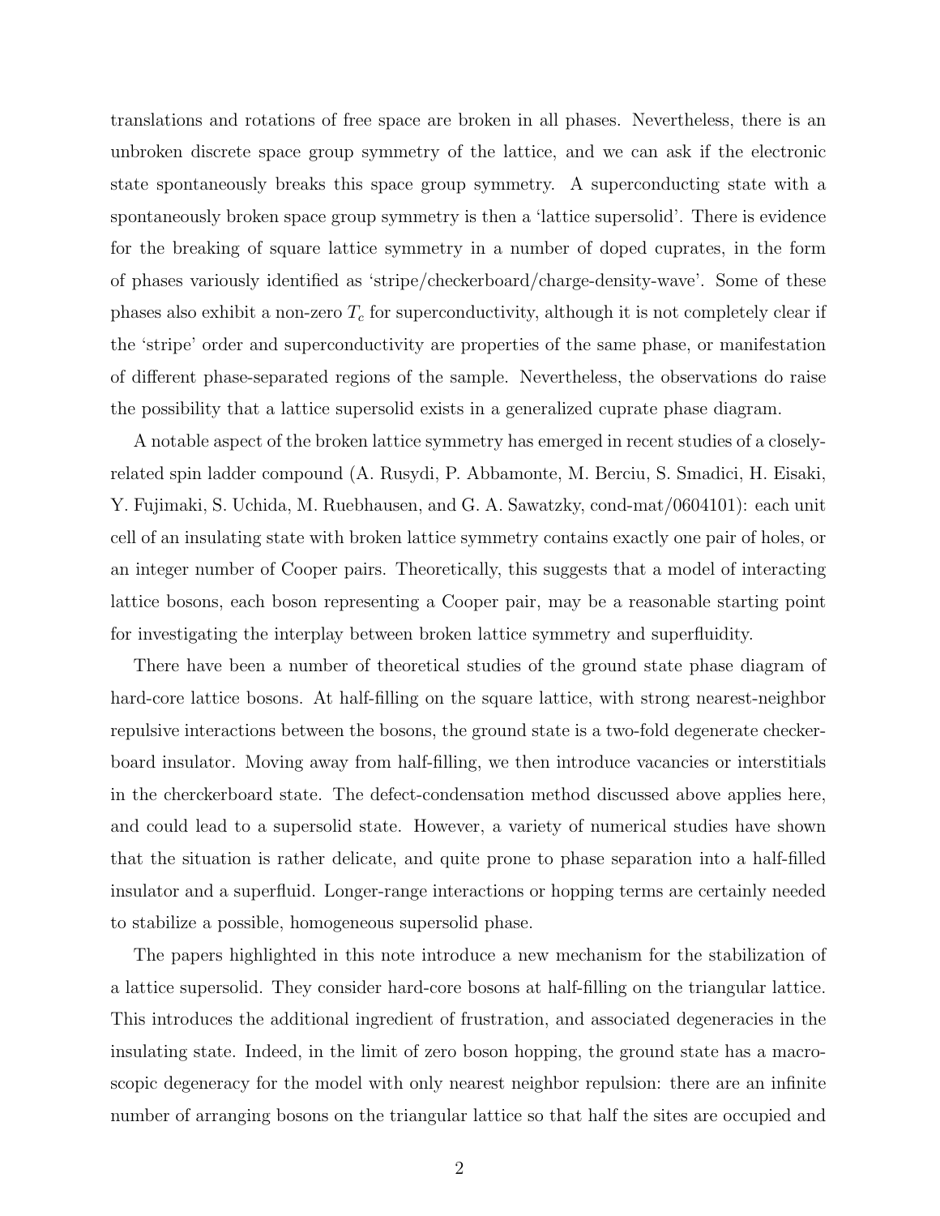translations and rotations of free space are broken in all phases. Nevertheless, there is an unbroken discrete space group symmetry of the lattice, and we can ask if the electronic state spontaneously breaks this space group symmetry. A superconducting state with a spontaneously broken space group symmetry is then a 'lattice supersolid'. There is evidence for the breaking of square lattice symmetry in a number of doped cuprates, in the form of phases variously identified as 'stripe/checkerboard/charge-density-wave'. Some of these phases also exhibit a non-zero $T_c$ for superconductivity, although it is not completely clear if the 'stripe' order and superconductivity are properties of the same phase, or manifestation of different phase-separated regions of the sample. Nevertheless, the observations do raise the possibility that a lattice supersolid exists in a generalized cuprate phase diagram.

A notable aspect of the broken lattice symmetry has emerged in recent studies of a closely-related spin ladder compound (A. Rusydi, P. Abbamonte, M. Berciu, S. Smadici, H. Eisaki, Y. Fujimaki, S. Uchida, M. Ruebhausen, and G. A. Sawatzky, cond-mat/0604101): each unit cell of an insulating state with broken lattice symmetry contains exactly one pair of holes, or an integer number of Cooper pairs. Theoretically, this suggests that a model of interacting lattice bosons, each boson representing a Cooper pair, may be a reasonable starting point for investigating the interplay between broken lattice symmetry and superfluidity.

There have been a number of theoretical studies of the ground state phase diagram of hard-core lattice bosons. At half-filling on the square lattice, with strong nearest-neighbor repulsive interactions between the bosons, the ground state is a two-fold degenerate checkerboard insulator. Moving away from half-filling, we then introduce vacancies or interstitials in the cherckerboard state. The defect-condensation method discussed above applies here, and could lead to a supersolid state. However, a variety of numerical studies have shown that the situation is rather delicate, and quite prone to phase separation into a half-filled insulator and a superfluid. Longer-range interactions or hopping terms are certainly needed to stabilize a possible, homogeneous supersolid phase.

The papers highlighted in this note introduce a new mechanism for the stabilization of a lattice supersolid. They consider hard-core bosons at half-filling on the triangular lattice. This introduces the additional ingredient of frustration, and associated degeneracies in the insulating state. Indeed, in the limit of zero boson hopping, the ground state has a macroscopic degeneracy for the model with only nearest neighbor repulsion: there are an infinite number of arranging bosons on the triangular lattice so that half the sites are occupied and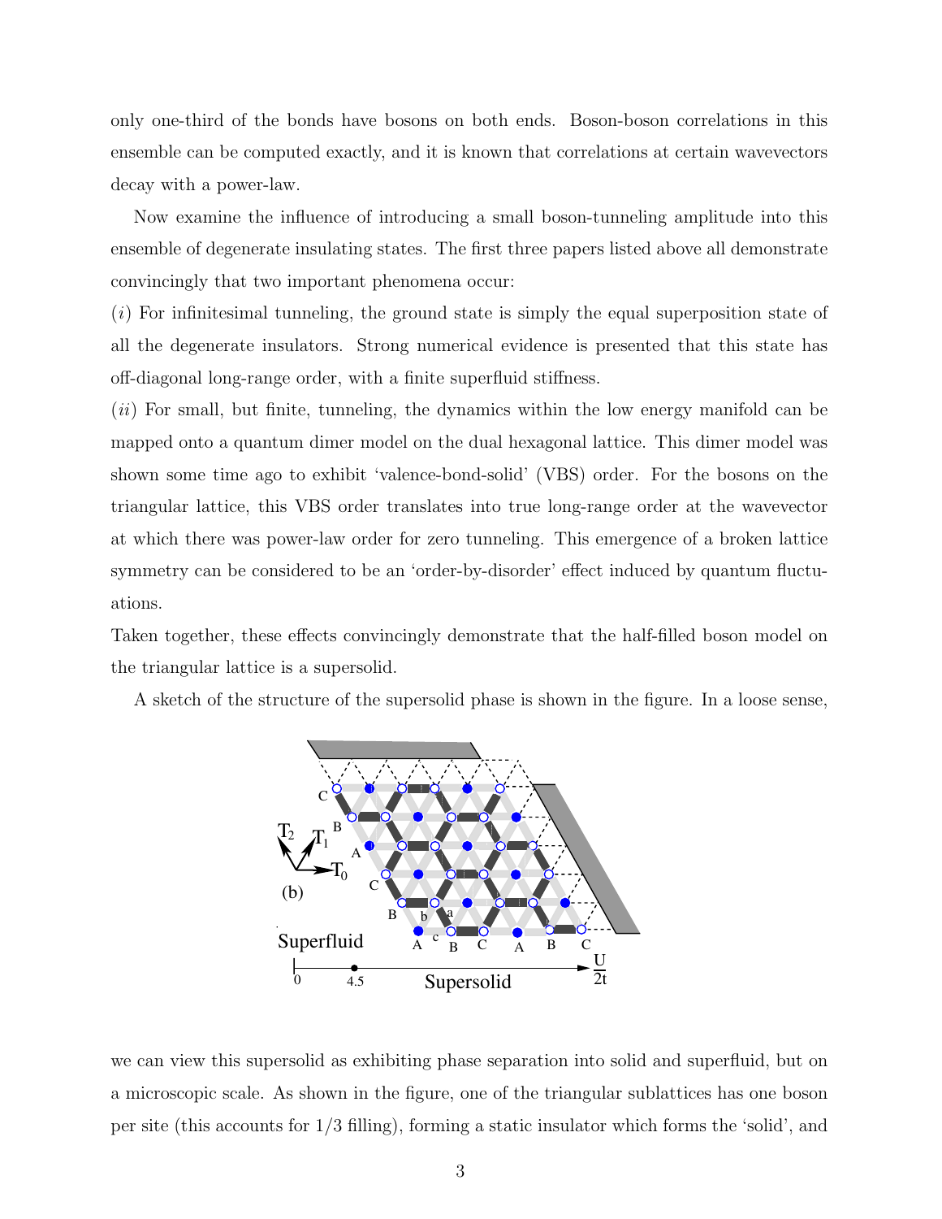only one-third of the bonds have bosons on both ends. Boson-boson correlations in this ensemble can be computed exactly, and it is known that correlations at certain wavevectors decay with a power-law.

Now examine the influence of introducing a small boson-tunneling amplitude into this ensemble of degenerate insulating states. The first three papers listed above all demonstrate convincingly that two important phenomena occur:

(*i*) For infinitesimal tunneling, the ground state is simply the equal superposition state of all the degenerate insulators. Strong numerical evidence is presented that this state has off-diagonal long-range order, with a finite superfluid stiffness.

(*ii*) For small, but finite, tunneling, the dynamics within the low energy manifold can be mapped onto a quantum dimer model on the dual hexagonal lattice. This dimer model was shown some time ago to exhibit 'valence-bond-solid' (VBS) order. For the bosons on the triangular lattice, this VBS order translates into true long-range order at the wavevector at which there was power-law order for zero tunneling. This emergence of a broken lattice symmetry can be considered to be an 'order-by-disorder' effect induced by quantum fluctuations.

Taken together, these effects convincingly demonstrate that the half-filled boson model on the triangular lattice is a supersolid.

A sketch of the structure of the supersolid phase is shown in the figure. In a loose sense, we can view this supersolid as exhibiting phase separation into solid and superfluid, but on a microscopic scale. As shown in the figure, one of the triangular sublattices has one boson per site (this accounts for 1/3 filling), forming a static insulator which forms the 'solid', and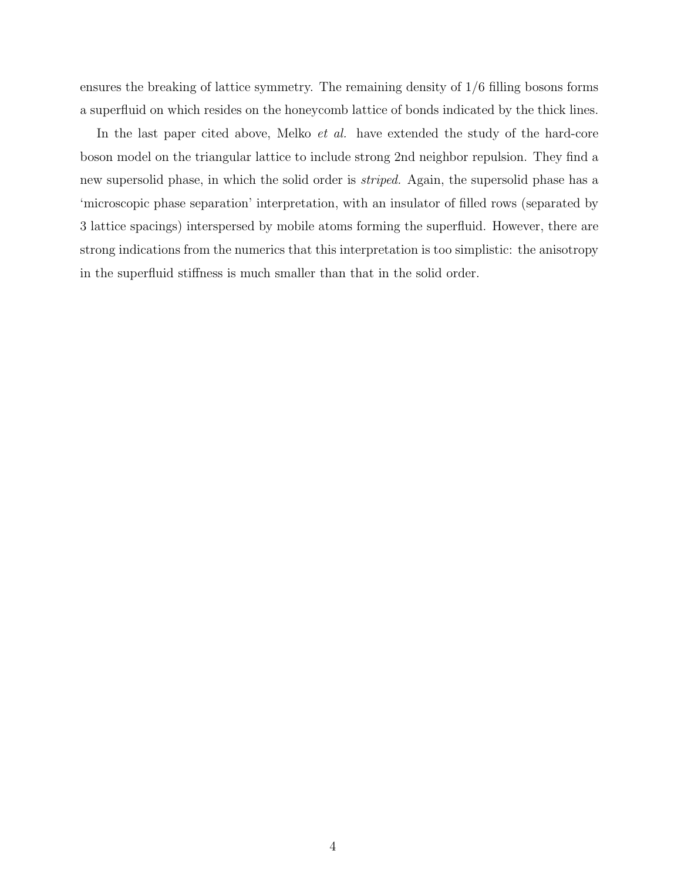ensures the breaking of lattice symmetry. The remaining density of 1/6 filling bosons forms a superfluid on which resides on the honeycomb lattice of bonds indicated by the thick lines.

In the last paper cited above, Melko *et al.* have extended the study of the hard-core boson model on the triangular lattice to include strong 2nd neighbor repulsion. They find a new supersolid phase, in which the solid order is *striped.* Again, the supersolid phase has a 'microscopic phase separation' interpretation, with an insulator of filled rows (separated by 3 lattice spacings) interspersed by mobile atoms forming the superfluid. However, there are strong indications from the numerics that this interpretation is too simplistic: the anisotropy in the superfluid stiffness is much smaller than that in the solid order.